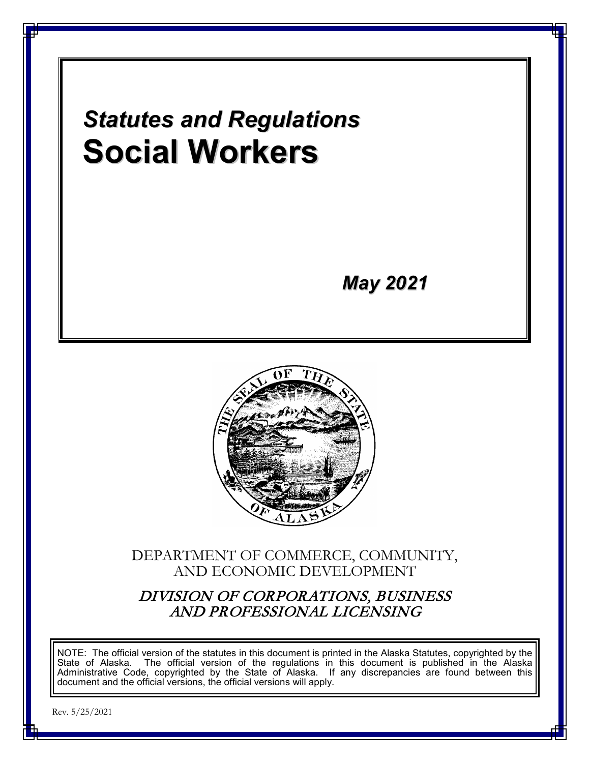# *Statutes and Regulations*
# **Social Workers**

***May 2021***

DEPARTMENT OF COMMERCE, COMMUNITY, AND ECONOMIC DEVELOPMENT

*DIVISION OF CORPORATIONS, BUSINESS AND PROFESSIONAL LICENSING*

NOTE: The official version of the statutes in this document is printed in the Alaska Statutes, copyrighted by the State of Alaska. The official version of the regulations in this document is published in the Alaska Administrative Code, copyrighted by the State of Alaska. If any discrepancies are found between this document and the official versions, the official versions will apply.

Rev. 5/25/2021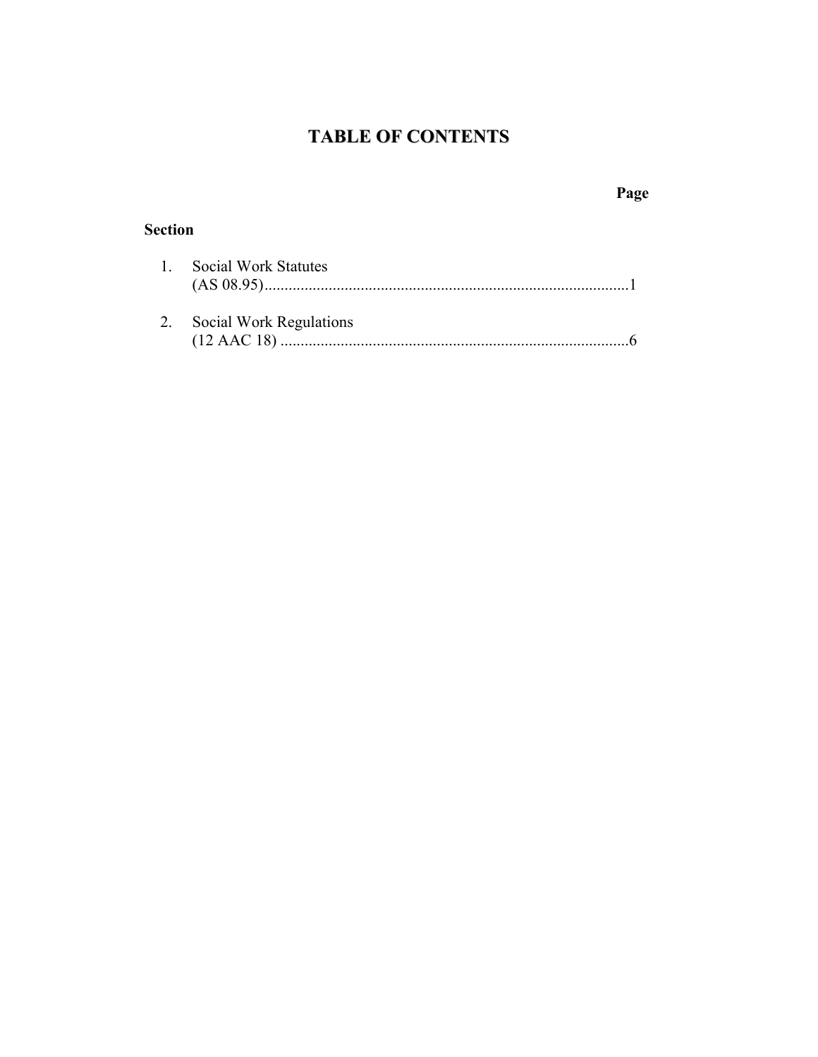# TABLE OF CONTENTS

**Page**

**Section**

1. Social Work Statutes
   (AS 08.95)..........................................................................................1

2. Social Work Regulations
   (12 AAC 18) .......................................................................................6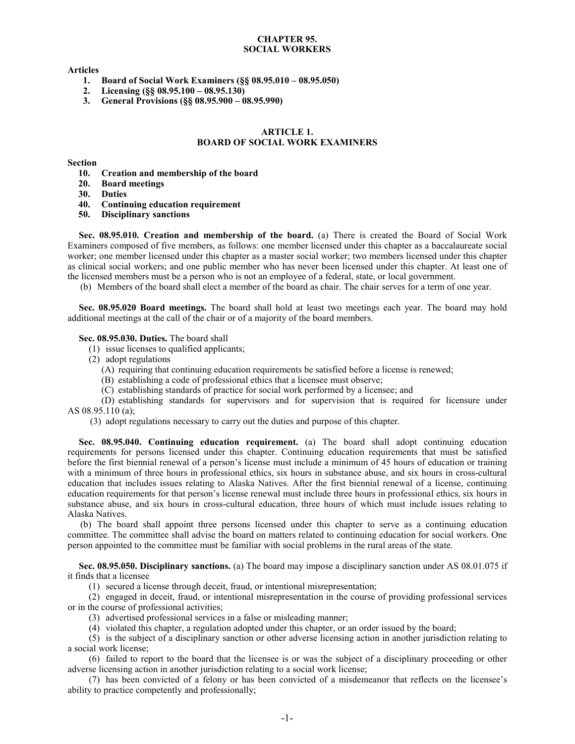# CHAPTER 95.
# SOCIAL WORKERS

**Articles**

1. **Board of Social Work Examiners (§§ 08.95.010 – 08.95.050)**
2. **Licensing (§§ 08.95.100 – 08.95.130)**
3. **General Provisions (§§ 08.95.900 – 08.95.990)**

## ARTICLE 1.
## BOARD OF SOCIAL WORK EXAMINERS

**Section**

**10. Creation and membership of the board**
**20. Board meetings**
**30. Duties**
**40. Continuing education requirement**
**50. Disciplinary sanctions**

**Sec. 08.95.010. Creation and membership of the board.** (a) There is created the Board of Social Work Examiners composed of five members, as follows: one member licensed under this chapter as a baccalaureate social worker; one member licensed under this chapter as a master social worker; two members licensed under this chapter as clinical social workers; and one public member who has never been licensed under this chapter. At least one of the licensed members must be a person who is not an employee of a federal, state, or local government.

(b) Members of the board shall elect a member of the board as chair. The chair serves for a term of one year.

**Sec. 08.95.020 Board meetings.** The board shall hold at least two meetings each year. The board may hold additional meetings at the call of the chair or of a majority of the board members.

**Sec. 08.95.030. Duties.** The board shall

(1) issue licenses to qualified applicants;

(2) adopt regulations

(A) requiring that continuing education requirements be satisfied before a license is renewed;

(B) establishing a code of professional ethics that a licensee must observe;

(C) establishing standards of practice for social work performed by a licensee; and

(D) establishing standards for supervisors and for supervision that is required for licensure under AS 08.95.110 (a);

(3) adopt regulations necessary to carry out the duties and purpose of this chapter.

**Sec. 08.95.040. Continuing education requirement.** (a) The board shall adopt continuing education requirements for persons licensed under this chapter. Continuing education requirements that must be satisfied before the first biennial renewal of a person's license must include a minimum of 45 hours of education or training with a minimum of three hours in professional ethics, six hours in substance abuse, and six hours in cross-cultural education that includes issues relating to Alaska Natives. After the first biennial renewal of a license, continuing education requirements for that person's license renewal must include three hours in professional ethics, six hours in substance abuse, and six hours in cross-cultural education, three hours of which must include issues relating to Alaska Natives.

(b) The board shall appoint three persons licensed under this chapter to serve as a continuing education committee. The committee shall advise the board on matters related to continuing education for social workers. One person appointed to the committee must be familiar with social problems in the rural areas of the state.

**Sec. 08.95.050. Disciplinary sanctions.** (a) The board may impose a disciplinary sanction under AS 08.01.075 if it finds that a licensee

(1) secured a license through deceit, fraud, or intentional misrepresentation;

(2) engaged in deceit, fraud, or intentional misrepresentation in the course of providing professional services or in the course of professional activities;

(3) advertised professional services in a false or misleading manner;

(4) violated this chapter, a regulation adopted under this chapter, or an order issued by the board;

(5) is the subject of a disciplinary sanction or other adverse licensing action in another jurisdiction relating to a social work license;

(6) failed to report to the board that the licensee is or was the subject of a disciplinary proceeding or other adverse licensing action in another jurisdiction relating to a social work license;

(7) has been convicted of a felony or has been convicted of a misdemeanor that reflects on the licensee's ability to practice competently and professionally;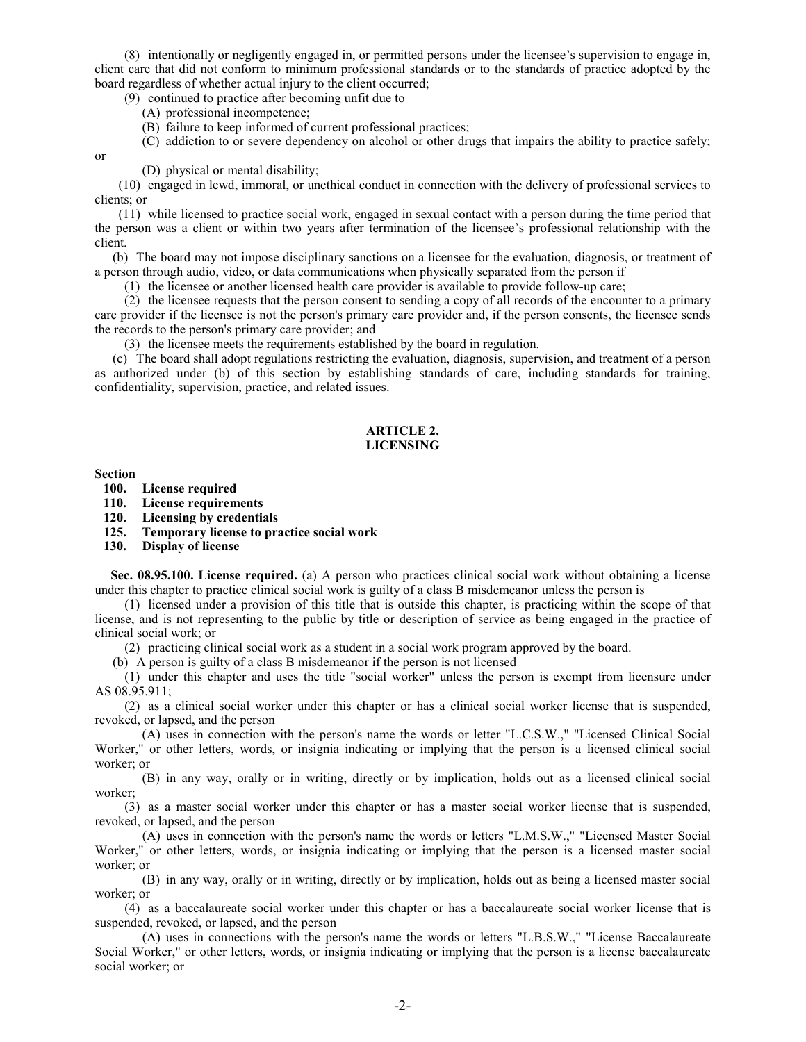(8) intentionally or negligently engaged in, or permitted persons under the licensee's supervision to engage in, client care that did not conform to minimum professional standards or to the standards of practice adopted by the board regardless of whether actual injury to the client occurred;

(9) continued to practice after becoming unfit due to

(A) professional incompetence;

(B) failure to keep informed of current professional practices;

(C) addiction to or severe dependency on alcohol or other drugs that impairs the ability to practice safely; or

(D) physical or mental disability;

(10) engaged in lewd, immoral, or unethical conduct in connection with the delivery of professional services to clients; or

(11) while licensed to practice social work, engaged in sexual contact with a person during the time period that the person was a client or within two years after termination of the licensee's professional relationship with the client.

(b) The board may not impose disciplinary sanctions on a licensee for the evaluation, diagnosis, or treatment of a person through audio, video, or data communications when physically separated from the person if

(1) the licensee or another licensed health care provider is available to provide follow-up care;

(2) the licensee requests that the person consent to sending a copy of all records of the encounter to a primary care provider if the licensee is not the person's primary care provider and, if the person consents, the licensee sends the records to the person's primary care provider; and

(3) the licensee meets the requirements established by the board in regulation.

(c) The board shall adopt regulations restricting the evaluation, diagnosis, supervision, and treatment of a person as authorized under (b) of this section by establishing standards of care, including standards for training, confidentiality, supervision, practice, and related issues.

## ARTICLE 2.
## LICENSING

**Section**

**100. License required**
**110. License requirements**
**120. Licensing by credentials**
**125. Temporary license to practice social work**
**130. Display of license**

**Sec. 08.95.100. License required.** (a) A person who practices clinical social work without obtaining a license under this chapter to practice clinical social work is guilty of a class B misdemeanor unless the person is

(1) licensed under a provision of this title that is outside this chapter, is practicing within the scope of that license, and is not representing to the public by title or description of service as being engaged in the practice of clinical social work; or

(2) practicing clinical social work as a student in a social work program approved by the board.

(b) A person is guilty of a class B misdemeanor if the person is not licensed

(1) under this chapter and uses the title "social worker" unless the person is exempt from licensure under AS 08.95.911;

(2) as a clinical social worker under this chapter or has a clinical social worker license that is suspended, revoked, or lapsed, and the person

(A) uses in connection with the person's name the words or letter "L.C.S.W.," "Licensed Clinical Social Worker," or other letters, words, or insignia indicating or implying that the person is a licensed clinical social worker; or

(B) in any way, orally or in writing, directly or by implication, holds out as a licensed clinical social worker;

(3) as a master social worker under this chapter or has a master social worker license that is suspended, revoked, or lapsed, and the person

(A) uses in connection with the person's name the words or letters "L.M.S.W.," "Licensed Master Social Worker," or other letters, words, or insignia indicating or implying that the person is a licensed master social worker; or

(B) in any way, orally or in writing, directly or by implication, holds out as being a licensed master social worker; or

(4) as a baccalaureate social worker under this chapter or has a baccalaureate social worker license that is suspended, revoked, or lapsed, and the person

(A) uses in connections with the person's name the words or letters "L.B.S.W.," "License Baccalaureate Social Worker," or other letters, words, or insignia indicating or implying that the person is a license baccalaureate social worker; or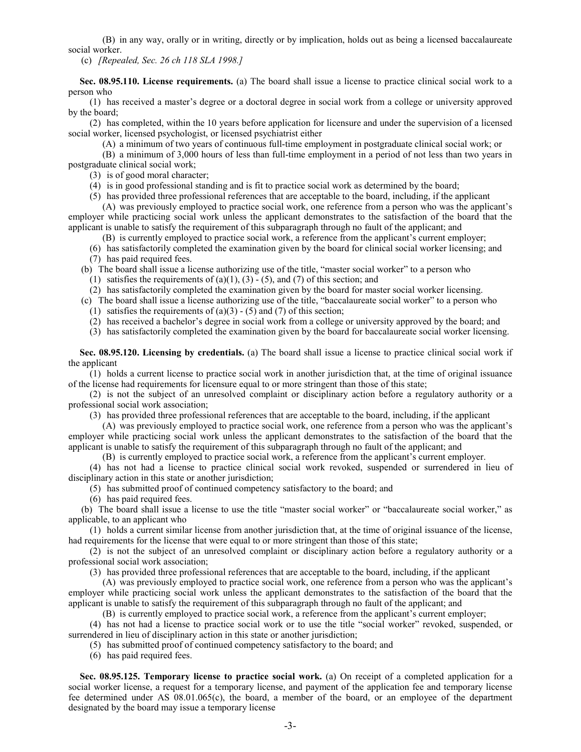(B) in any way, orally or in writing, directly or by implication, holds out as being a licensed baccalaureate social worker.

(c) *[Repealed, Sec. 26 ch 118 SLA 1998.]*

**Sec. 08.95.110. License requirements.** (a) The board shall issue a license to practice clinical social work to a person who

(1) has received a master's degree or a doctoral degree in social work from a college or university approved by the board;

(2) has completed, within the 10 years before application for licensure and under the supervision of a licensed social worker, licensed psychologist, or licensed psychiatrist either

(A) a minimum of two years of continuous full-time employment in postgraduate clinical social work; or

(B) a minimum of 3,000 hours of less than full-time employment in a period of not less than two years in postgraduate clinical social work;

(3) is of good moral character;

(4) is in good professional standing and is fit to practice social work as determined by the board;

(5) has provided three professional references that are acceptable to the board, including, if the applicant

(A) was previously employed to practice social work, one reference from a person who was the applicant's employer while practicing social work unless the applicant demonstrates to the satisfaction of the board that the applicant is unable to satisfy the requirement of this subparagraph through no fault of the applicant; and

(B) is currently employed to practice social work, a reference from the applicant's current employer;

(6) has satisfactorily completed the examination given by the board for clinical social worker licensing; and

(7) has paid required fees.

(b) The board shall issue a license authorizing use of the title, "master social worker" to a person who

(1) satisfies the requirements of (a)(1), (3) - (5), and (7) of this section; and

(2) has satisfactorily completed the examination given by the board for master social worker licensing.

(c) The board shall issue a license authorizing use of the title, "baccalaureate social worker" to a person who

(1) satisfies the requirements of (a)(3) - (5) and (7) of this section;

(2) has received a bachelor's degree in social work from a college or university approved by the board; and

(3) has satisfactorily completed the examination given by the board for baccalaureate social worker licensing.

**Sec. 08.95.120. Licensing by credentials.** (a) The board shall issue a license to practice clinical social work if the applicant

(1) holds a current license to practice social work in another jurisdiction that, at the time of original issuance of the license had requirements for licensure equal to or more stringent than those of this state;

(2) is not the subject of an unresolved complaint or disciplinary action before a regulatory authority or a professional social work association;

(3) has provided three professional references that are acceptable to the board, including, if the applicant

(A) was previously employed to practice social work, one reference from a person who was the applicant's employer while practicing social work unless the applicant demonstrates to the satisfaction of the board that the applicant is unable to satisfy the requirement of this subparagraph through no fault of the applicant; and

(B) is currently employed to practice social work, a reference from the applicant's current employer.

(4) has not had a license to practice clinical social work revoked, suspended or surrendered in lieu of disciplinary action in this state or another jurisdiction;

(5) has submitted proof of continued competency satisfactory to the board; and

(6) has paid required fees.

(b) The board shall issue a license to use the title "master social worker" or "baccalaureate social worker," as applicable, to an applicant who

(1) holds a current similar license from another jurisdiction that, at the time of original issuance of the license, had requirements for the license that were equal to or more stringent than those of this state;

(2) is not the subject of an unresolved complaint or disciplinary action before a regulatory authority or a professional social work association;

(3) has provided three professional references that are acceptable to the board, including, if the applicant

(A) was previously employed to practice social work, one reference from a person who was the applicant's employer while practicing social work unless the applicant demonstrates to the satisfaction of the board that the applicant is unable to satisfy the requirement of this subparagraph through no fault of the applicant; and

(B) is currently employed to practice social work, a reference from the applicant's current employer;

(4) has not had a license to practice social work or to use the title "social worker" revoked, suspended, or surrendered in lieu of disciplinary action in this state or another jurisdiction;

(5) has submitted proof of continued competency satisfactory to the board; and

(6) has paid required fees.

**Sec. 08.95.125. Temporary license to practice social work.** (a) On receipt of a completed application for a social worker license, a request for a temporary license, and payment of the application fee and temporary license fee determined under AS 08.01.065(c), the board, a member of the board, or an employee of the department designated by the board may issue a temporary license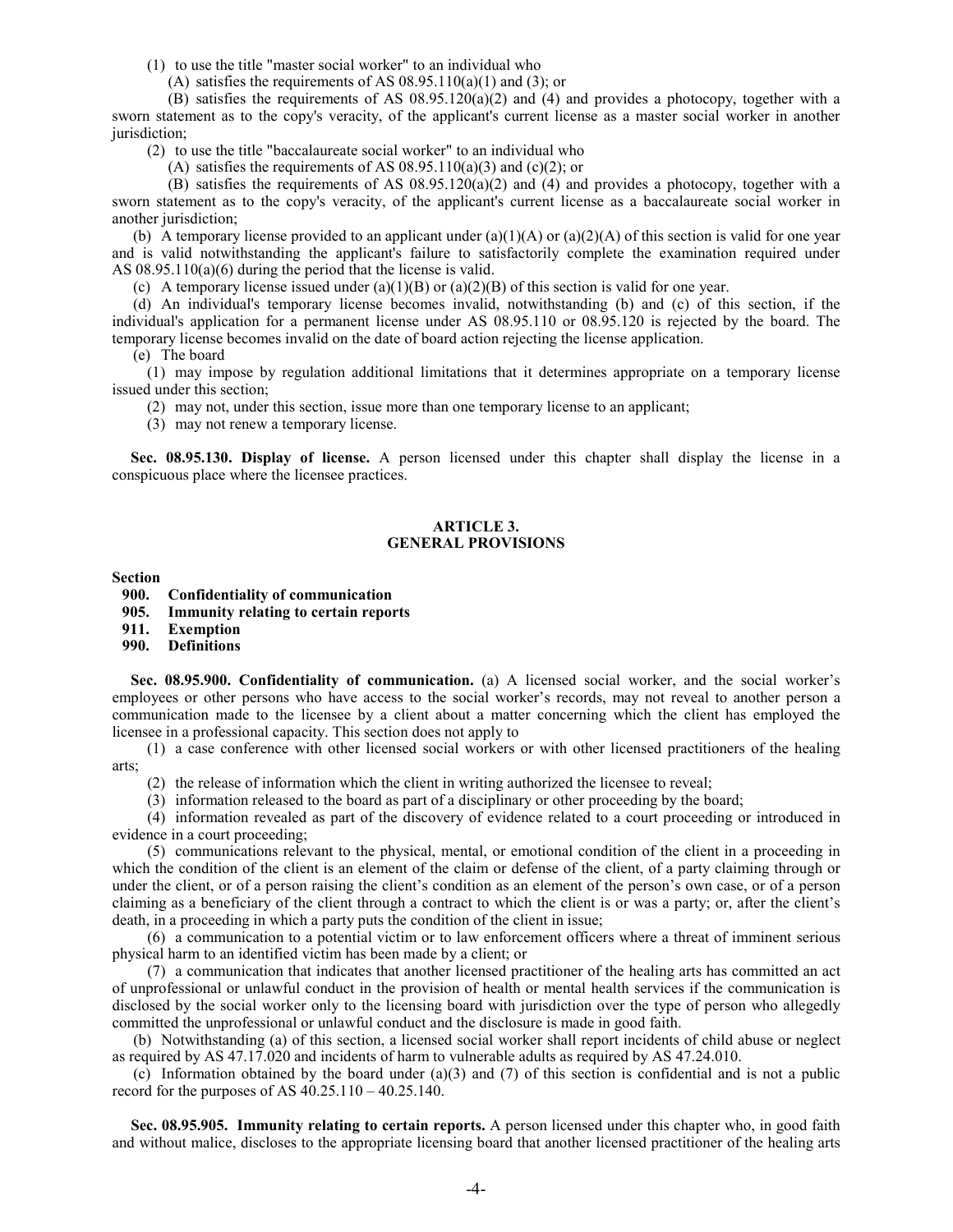(1) to use the title "master social worker" to an individual who

(A) satisfies the requirements of AS 08.95.110(a)(1) and (3); or

(B) satisfies the requirements of AS 08.95.120(a)(2) and (4) and provides a photocopy, together with a sworn statement as to the copy's veracity, of the applicant's current license as a master social worker in another jurisdiction;

(2) to use the title "baccalaureate social worker" to an individual who

(A) satisfies the requirements of AS 08.95.110(a)(3) and (c)(2); or

(B) satisfies the requirements of AS 08.95.120(a)(2) and (4) and provides a photocopy, together with a sworn statement as to the copy's veracity, of the applicant's current license as a baccalaureate social worker in another jurisdiction;

(b) A temporary license provided to an applicant under (a)(1)(A) or (a)(2)(A) of this section is valid for one year and is valid notwithstanding the applicant's failure to satisfactorily complete the examination required under AS 08.95.110(a)(6) during the period that the license is valid.

(c) A temporary license issued under (a)(1)(B) or (a)(2)(B) of this section is valid for one year.

(d) An individual's temporary license becomes invalid, notwithstanding (b) and (c) of this section, if the individual's application for a permanent license under AS 08.95.110 or 08.95.120 is rejected by the board. The temporary license becomes invalid on the date of board action rejecting the license application.

(e) The board

(1) may impose by regulation additional limitations that it determines appropriate on a temporary license issued under this section;

(2) may not, under this section, issue more than one temporary license to an applicant;

(3) may not renew a temporary license.

**Sec. 08.95.130. Display of license.** A person licensed under this chapter shall display the license in a conspicuous place where the licensee practices.

## ARTICLE 3.
## GENERAL PROVISIONS

**Section**

**900. Confidentiality of communication**
**905. Immunity relating to certain reports**
**911. Exemption**
**990. Definitions**

**Sec. 08.95.900. Confidentiality of communication.** (a) A licensed social worker, and the social worker's employees or other persons who have access to the social worker's records, may not reveal to another person a communication made to the licensee by a client about a matter concerning which the client has employed the licensee in a professional capacity. This section does not apply to

(1) a case conference with other licensed social workers or with other licensed practitioners of the healing arts;

(2) the release of information which the client in writing authorized the licensee to reveal;

(3) information released to the board as part of a disciplinary or other proceeding by the board;

(4) information revealed as part of the discovery of evidence related to a court proceeding or introduced in evidence in a court proceeding;

(5) communications relevant to the physical, mental, or emotional condition of the client in a proceeding in which the condition of the client is an element of the claim or defense of the client, of a party claiming through or under the client, or of a person raising the client's condition as an element of the person's own case, or of a person claiming as a beneficiary of the client through a contract to which the client is or was a party; or, after the client's death, in a proceeding in which a party puts the condition of the client in issue;

(6) a communication to a potential victim or to law enforcement officers where a threat of imminent serious physical harm to an identified victim has been made by a client; or

(7) a communication that indicates that another licensed practitioner of the healing arts has committed an act of unprofessional or unlawful conduct in the provision of health or mental health services if the communication is disclosed by the social worker only to the licensing board with jurisdiction over the type of person who allegedly committed the unprofessional or unlawful conduct and the disclosure is made in good faith.

(b) Notwithstanding (a) of this section, a licensed social worker shall report incidents of child abuse or neglect as required by AS 47.17.020 and incidents of harm to vulnerable adults as required by AS 47.24.010.

(c) Information obtained by the board under (a)(3) and (7) of this section is confidential and is not a public record for the purposes of AS 40.25.110 – 40.25.140.

**Sec. 08.95.905. Immunity relating to certain reports.** A person licensed under this chapter who, in good faith and without malice, discloses to the appropriate licensing board that another licensed practitioner of the healing arts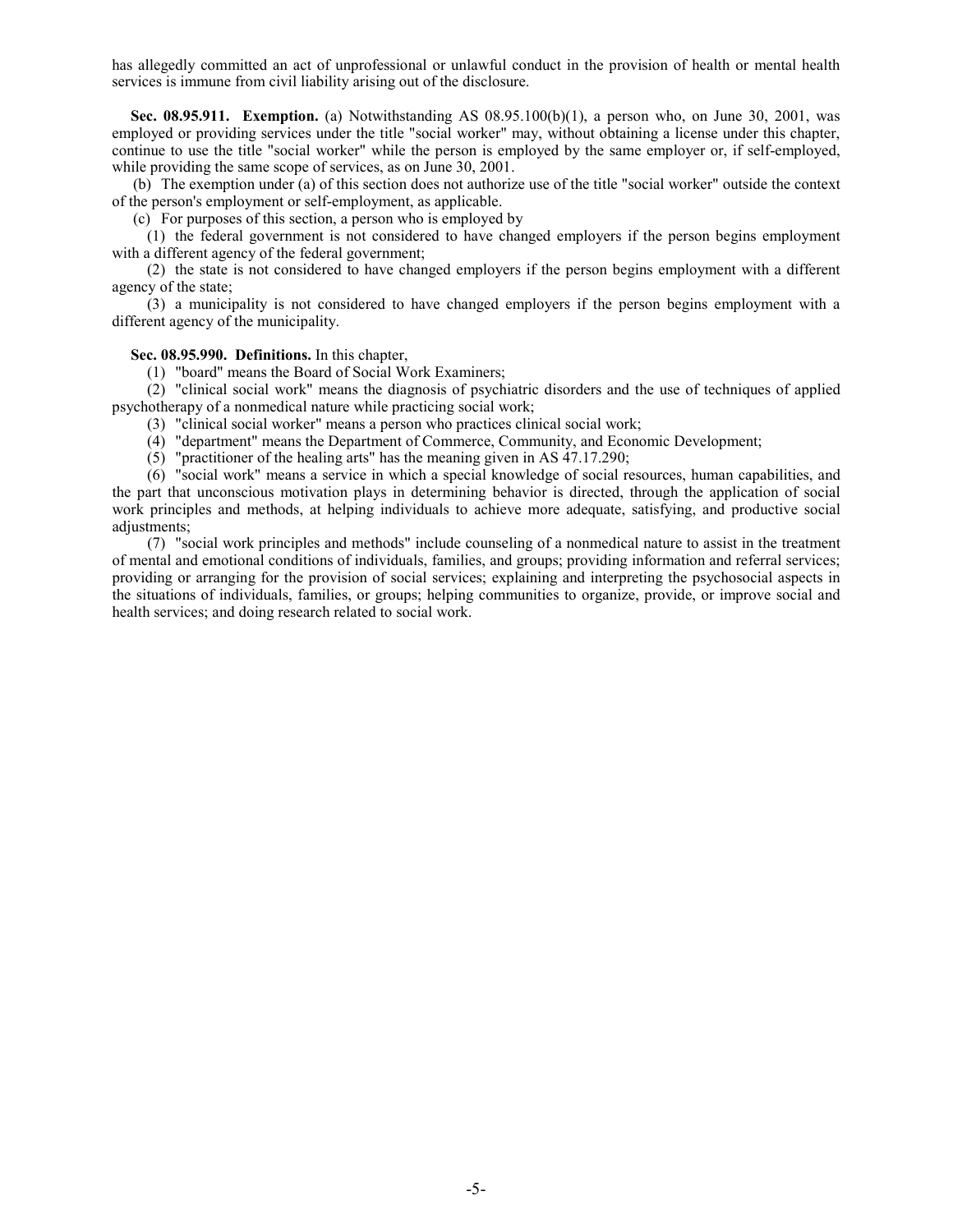has allegedly committed an act of unprofessional or unlawful conduct in the provision of health or mental health services is immune from civil liability arising out of the disclosure.

**Sec. 08.95.911. Exemption.** (a) Notwithstanding AS 08.95.100(b)(1), a person who, on June 30, 2001, was employed or providing services under the title "social worker" may, without obtaining a license under this chapter, continue to use the title "social worker" while the person is employed by the same employer or, if self-employed, while providing the same scope of services, as on June 30, 2001.

(b) The exemption under (a) of this section does not authorize use of the title "social worker" outside the context of the person's employment or self-employment, as applicable.

(c) For purposes of this section, a person who is employed by

(1) the federal government is not considered to have changed employers if the person begins employment with a different agency of the federal government;

(2) the state is not considered to have changed employers if the person begins employment with a different agency of the state;

(3) a municipality is not considered to have changed employers if the person begins employment with a different agency of the municipality.

**Sec. 08.95.990. Definitions.** In this chapter,

(1) "board" means the Board of Social Work Examiners;

(2) "clinical social work" means the diagnosis of psychiatric disorders and the use of techniques of applied psychotherapy of a nonmedical nature while practicing social work;

(3) "clinical social worker" means a person who practices clinical social work;

(4) "department" means the Department of Commerce, Community, and Economic Development;

(5) "practitioner of the healing arts" has the meaning given in AS 47.17.290;

(6) "social work" means a service in which a special knowledge of social resources, human capabilities, and the part that unconscious motivation plays in determining behavior is directed, through the application of social work principles and methods, at helping individuals to achieve more adequate, satisfying, and productive social adjustments;

(7) "social work principles and methods" include counseling of a nonmedical nature to assist in the treatment of mental and emotional conditions of individuals, families, and groups; providing information and referral services; providing or arranging for the provision of social services; explaining and interpreting the psychosocial aspects in the situations of individuals, families, or groups; helping communities to organize, provide, or improve social and health services; and doing research related to social work.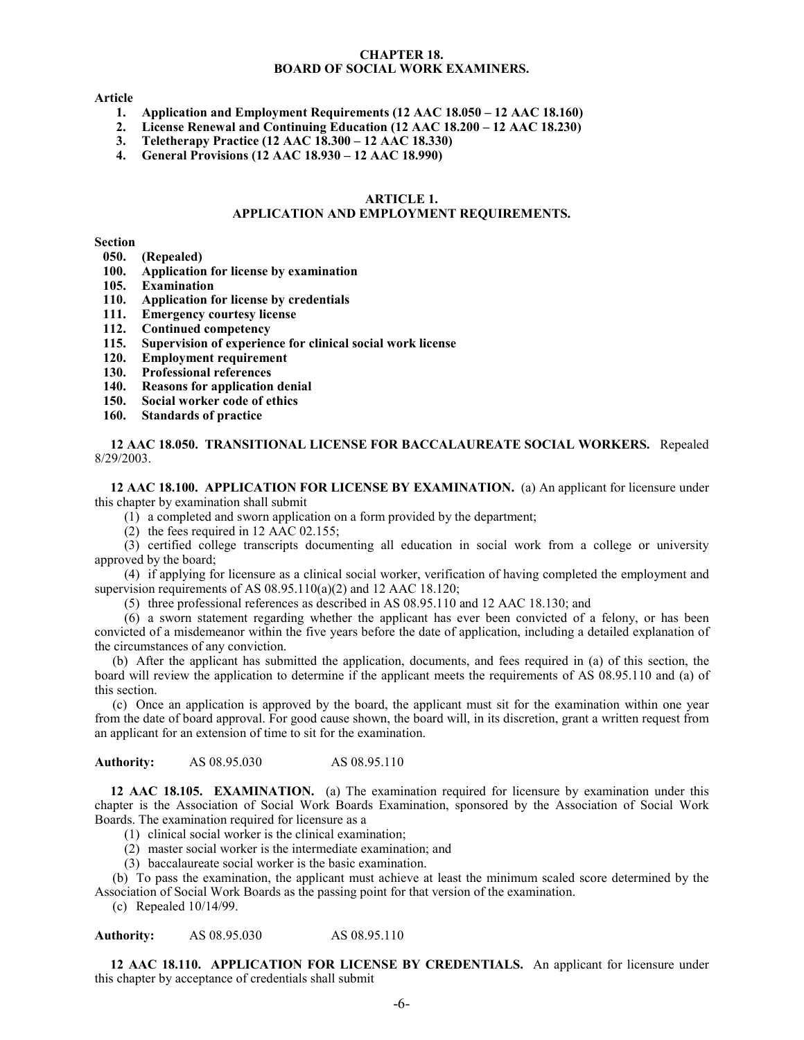# CHAPTER 18.
# BOARD OF SOCIAL WORK EXAMINERS.

**Article**

1. **Application and Employment Requirements (12 AAC 18.050 – 12 AAC 18.160)**
2. **License Renewal and Continuing Education (12 AAC 18.200 – 12 AAC 18.230)**
3. **Teletherapy Practice (12 AAC 18.300 – 12 AAC 18.330)**
4. **General Provisions (12 AAC 18.930 – 12 AAC 18.990)**

## ARTICLE 1.
## APPLICATION AND EMPLOYMENT REQUIREMENTS.

**Section**

**050. (Repealed)**
**100. Application for license by examination**
**105. Examination**
**110. Application for license by credentials**
**111. Emergency courtesy license**
**112. Continued competency**
**115. Supervision of experience for clinical social work license**
**120. Employment requirement**
**130. Professional references**
**140. Reasons for application denial**
**150. Social worker code of ethics**
**160. Standards of practice**

**12 AAC 18.050. TRANSITIONAL LICENSE FOR BACCALAUREATE SOCIAL WORKERS.** Repealed 8/29/2003.

**12 AAC 18.100. APPLICATION FOR LICENSE BY EXAMINATION.** (a) An applicant for licensure under this chapter by examination shall submit

(1) a completed and sworn application on a form provided by the department;

(2) the fees required in 12 AAC 02.155;

(3) certified college transcripts documenting all education in social work from a college or university approved by the board;

(4) if applying for licensure as a clinical social worker, verification of having completed the employment and supervision requirements of AS 08.95.110(a)(2) and 12 AAC 18.120;

(5) three professional references as described in AS 08.95.110 and 12 AAC 18.130; and

(6) a sworn statement regarding whether the applicant has ever been convicted of a felony, or has been convicted of a misdemeanor within the five years before the date of application, including a detailed explanation of the circumstances of any conviction.

(b) After the applicant has submitted the application, documents, and fees required in (a) of this section, the board will review the application to determine if the applicant meets the requirements of AS 08.95.110 and (a) of this section.

(c) Once an application is approved by the board, the applicant must sit for the examination within one year from the date of board approval. For good cause shown, the board will, in its discretion, grant a written request from an applicant for an extension of time to sit for the examination.

**Authority:** AS 08.95.030 AS 08.95.110

**12 AAC 18.105. EXAMINATION.** (a) The examination required for licensure by examination under this chapter is the Association of Social Work Boards Examination, sponsored by the Association of Social Work Boards. The examination required for licensure as a

(1) clinical social worker is the clinical examination;

(2) master social worker is the intermediate examination; and

(3) baccalaureate social worker is the basic examination.

(b) To pass the examination, the applicant must achieve at least the minimum scaled score determined by the Association of Social Work Boards as the passing point for that version of the examination.

(c) Repealed 10/14/99.

**Authority:** AS 08.95.030 AS 08.95.110

**12 AAC 18.110. APPLICATION FOR LICENSE BY CREDENTIALS.** An applicant for licensure under this chapter by acceptance of credentials shall submit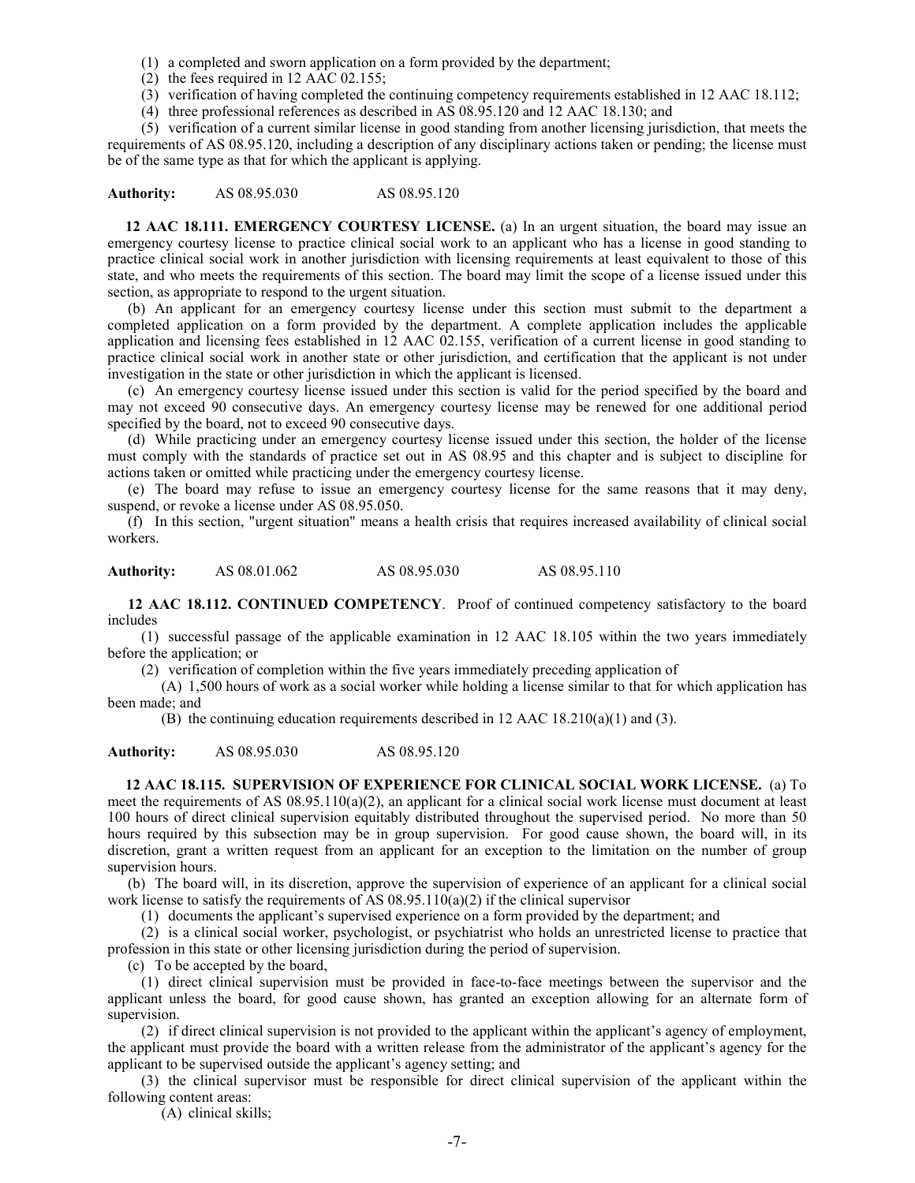(1) a completed and sworn application on a form provided by the department;

(2) the fees required in 12 AAC 02.155;

(3) verification of having completed the continuing competency requirements established in 12 AAC 18.112;

(4) three professional references as described in AS 08.95.120 and 12 AAC 18.130; and

(5) verification of a current similar license in good standing from another licensing jurisdiction, that meets the requirements of AS 08.95.120, including a description of any disciplinary actions taken or pending; the license must be of the same type as that for which the applicant is applying.

**Authority:** AS 08.95.030 AS 08.95.120

**12 AAC 18.111. EMERGENCY COURTESY LICENSE.** (a) In an urgent situation, the board may issue an emergency courtesy license to practice clinical social work to an applicant who has a license in good standing to practice clinical social work in another jurisdiction with licensing requirements at least equivalent to those of this state, and who meets the requirements of this section. The board may limit the scope of a license issued under this section, as appropriate to respond to the urgent situation.

(b) An applicant for an emergency courtesy license under this section must submit to the department a completed application on a form provided by the department. A complete application includes the applicable application and licensing fees established in 12 AAC 02.155, verification of a current license in good standing to practice clinical social work in another state or other jurisdiction, and certification that the applicant is not under investigation in the state or other jurisdiction in which the applicant is licensed.

(c) An emergency courtesy license issued under this section is valid for the period specified by the board and may not exceed 90 consecutive days. An emergency courtesy license may be renewed for one additional period specified by the board, not to exceed 90 consecutive days.

(d) While practicing under an emergency courtesy license issued under this section, the holder of the license must comply with the standards of practice set out in AS 08.95 and this chapter and is subject to discipline for actions taken or omitted while practicing under the emergency courtesy license.

(e) The board may refuse to issue an emergency courtesy license for the same reasons that it may deny, suspend, or revoke a license under AS 08.95.050.

(f) In this section, "urgent situation" means a health crisis that requires increased availability of clinical social workers.

**Authority:** AS 08.01.062 AS 08.95.030 AS 08.95.110

**12 AAC 18.112. CONTINUED COMPETENCY**. Proof of continued competency satisfactory to the board includes

(1) successful passage of the applicable examination in 12 AAC 18.105 within the two years immediately before the application; or

(2) verification of completion within the five years immediately preceding application of

(A) 1,500 hours of work as a social worker while holding a license similar to that for which application has been made; and

(B) the continuing education requirements described in 12 AAC 18.210(a)(1) and (3).

**Authority:** AS 08.95.030 AS 08.95.120

**12 AAC 18.115. SUPERVISION OF EXPERIENCE FOR CLINICAL SOCIAL WORK LICENSE.** (a) To meet the requirements of AS 08.95.110(a)(2), an applicant for a clinical social work license must document at least 100 hours of direct clinical supervision equitably distributed throughout the supervised period. No more than 50 hours required by this subsection may be in group supervision. For good cause shown, the board will, in its discretion, grant a written request from an applicant for an exception to the limitation on the number of group supervision hours.

(b) The board will, in its discretion, approve the supervision of experience of an applicant for a clinical social work license to satisfy the requirements of AS 08.95.110(a)(2) if the clinical supervisor

(1) documents the applicant's supervised experience on a form provided by the department; and

(2) is a clinical social worker, psychologist, or psychiatrist who holds an unrestricted license to practice that profession in this state or other licensing jurisdiction during the period of supervision.

(c) To be accepted by the board,

(1) direct clinical supervision must be provided in face-to-face meetings between the supervisor and the applicant unless the board, for good cause shown, has granted an exception allowing for an alternate form of supervision.

(2) if direct clinical supervision is not provided to the applicant within the applicant's agency of employment, the applicant must provide the board with a written release from the administrator of the applicant's agency for the applicant to be supervised outside the applicant's agency setting; and

(3) the clinical supervisor must be responsible for direct clinical supervision of the applicant within the following content areas:

(A) clinical skills;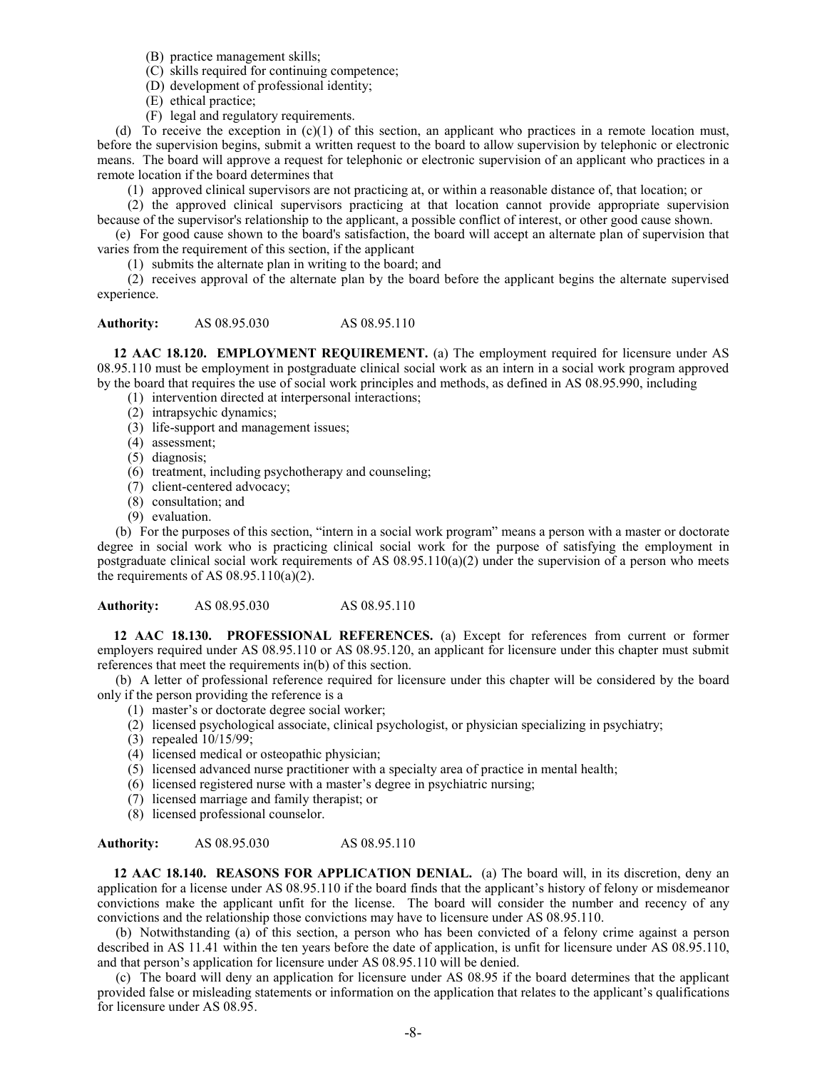(B) practice management skills;

(C) skills required for continuing competence;

(D) development of professional identity;

(E) ethical practice;

(F) legal and regulatory requirements.

(d) To receive the exception in (c)(1) of this section, an applicant who practices in a remote location must, before the supervision begins, submit a written request to the board to allow supervision by telephonic or electronic means. The board will approve a request for telephonic or electronic supervision of an applicant who practices in a remote location if the board determines that

(1) approved clinical supervisors are not practicing at, or within a reasonable distance of, that location; or

(2) the approved clinical supervisors practicing at that location cannot provide appropriate supervision because of the supervisor's relationship to the applicant, a possible conflict of interest, or other good cause shown.

(e) For good cause shown to the board's satisfaction, the board will accept an alternate plan of supervision that varies from the requirement of this section, if the applicant

(1) submits the alternate plan in writing to the board; and

(2) receives approval of the alternate plan by the board before the applicant begins the alternate supervised experience.

**Authority:** AS 08.95.030 AS 08.95.110

**12 AAC 18.120. EMPLOYMENT REQUIREMENT.** (a) The employment required for licensure under AS 08.95.110 must be employment in postgraduate clinical social work as an intern in a social work program approved by the board that requires the use of social work principles and methods, as defined in AS 08.95.990, including

(1) intervention directed at interpersonal interactions;

(2) intrapsychic dynamics;

(3) life-support and management issues;

(4) assessment;

(5) diagnosis;

(6) treatment, including psychotherapy and counseling;

(7) client-centered advocacy;

(8) consultation; and

(9) evaluation.

(b) For the purposes of this section, "intern in a social work program" means a person with a master or doctorate degree in social work who is practicing clinical social work for the purpose of satisfying the employment in postgraduate clinical social work requirements of AS 08.95.110(a)(2) under the supervision of a person who meets the requirements of AS 08.95.110(a)(2).

**Authority:** AS 08.95.030 AS 08.95.110

**12 AAC 18.130. PROFESSIONAL REFERENCES.** (a) Except for references from current or former employers required under AS 08.95.110 or AS 08.95.120, an applicant for licensure under this chapter must submit references that meet the requirements in(b) of this section.

(b) A letter of professional reference required for licensure under this chapter will be considered by the board only if the person providing the reference is a

(1) master's or doctorate degree social worker;

(2) licensed psychological associate, clinical psychologist, or physician specializing in psychiatry;

(3) repealed 10/15/99;

(4) licensed medical or osteopathic physician;

(5) licensed advanced nurse practitioner with a specialty area of practice in mental health;

(6) licensed registered nurse with a master's degree in psychiatric nursing;

(7) licensed marriage and family therapist; or

(8) licensed professional counselor.

**Authority:** AS 08.95.030 AS 08.95.110

**12 AAC 18.140. REASONS FOR APPLICATION DENIAL.** (a) The board will, in its discretion, deny an application for a license under AS 08.95.110 if the board finds that the applicant's history of felony or misdemeanor convictions make the applicant unfit for the license. The board will consider the number and recency of any convictions and the relationship those convictions may have to licensure under AS 08.95.110.

(b) Notwithstanding (a) of this section, a person who has been convicted of a felony crime against a person described in AS 11.41 within the ten years before the date of application, is unfit for licensure under AS 08.95.110, and that person's application for licensure under AS 08.95.110 will be denied.

(c) The board will deny an application for licensure under AS 08.95 if the board determines that the applicant provided false or misleading statements or information on the application that relates to the applicant's qualifications for licensure under AS 08.95.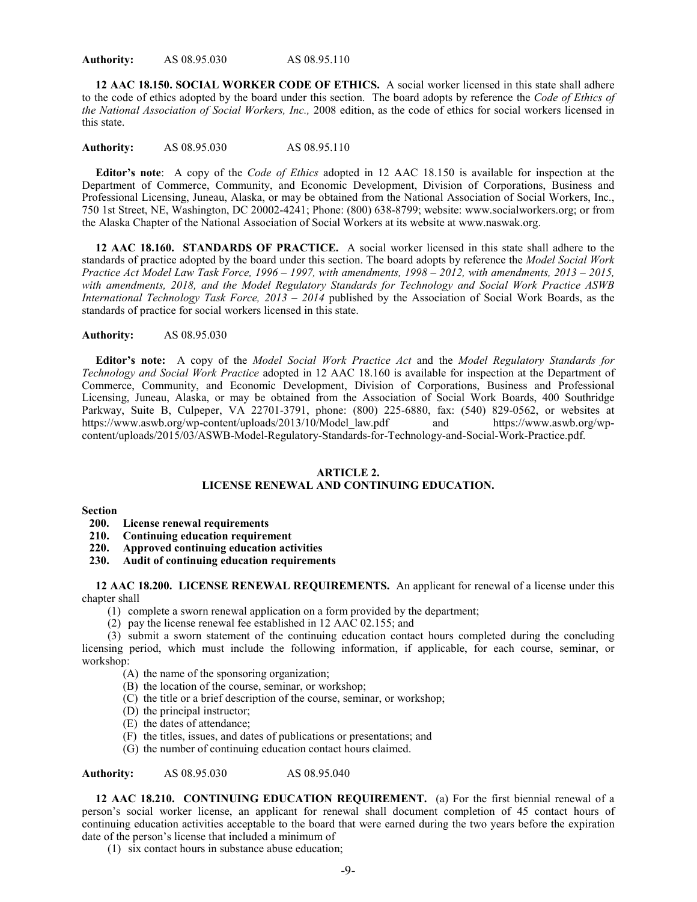**Authority:** AS 08.95.030 AS 08.95.110

**12 AAC 18.150. SOCIAL WORKER CODE OF ETHICS.** A social worker licensed in this state shall adhere to the code of ethics adopted by the board under this section. The board adopts by reference the *Code of Ethics of the National Association of Social Workers, Inc.,* 2008 edition, as the code of ethics for social workers licensed in this state.

**Authority:** AS 08.95.030 AS 08.95.110

**Editor's note**: A copy of the *Code of Ethics* adopted in 12 AAC 18.150 is available for inspection at the Department of Commerce, Community, and Economic Development, Division of Corporations, Business and Professional Licensing, Juneau, Alaska, or may be obtained from the National Association of Social Workers, Inc., 750 1st Street, NE, Washington, DC 20002-4241; Phone: (800) 638-8799; website: www.socialworkers.org; or from the Alaska Chapter of the National Association of Social Workers at its website at www.naswak.org.

**12 AAC 18.160. STANDARDS OF PRACTICE.** A social worker licensed in this state shall adhere to the standards of practice adopted by the board under this section. The board adopts by reference the *Model Social Work Practice Act Model Law Task Force, 1996 – 1997, with amendments, 1998 – 2012, with amendments, 2013 – 2015, with amendments, 2018, and the Model Regulatory Standards for Technology and Social Work Practice ASWB International Technology Task Force, 2013 – 2014* published by the Association of Social Work Boards, as the standards of practice for social workers licensed in this state.

**Authority:** AS 08.95.030

**Editor's note:** A copy of the *Model Social Work Practice Act* and the *Model Regulatory Standards for Technology and Social Work Practice* adopted in 12 AAC 18.160 is available for inspection at the Department of Commerce, Community, and Economic Development, Division of Corporations, Business and Professional Licensing, Juneau, Alaska, or may be obtained from the Association of Social Work Boards, 400 Southridge Parkway, Suite B, Culpeper, VA 22701-3791, phone: (800) 225-6880, fax: (540) 829-0562, or websites at https://www.aswb.org/wp-content/uploads/2013/10/Model_law.pdf and https://www.aswb.org/wp-content/uploads/2015/03/ASWB-Model-Regulatory-Standards-for-Technology-and-Social-Work-Practice.pdf.

## ARTICLE 2.
## LICENSE RENEWAL AND CONTINUING EDUCATION.

**Section**

**200. License renewal requirements**
**210. Continuing education requirement**
**220. Approved continuing education activities**
**230. Audit of continuing education requirements**

**12 AAC 18.200. LICENSE RENEWAL REQUIREMENTS.** An applicant for renewal of a license under this chapter shall

(1) complete a sworn renewal application on a form provided by the department;

(2) pay the license renewal fee established in 12 AAC 02.155; and

(3) submit a sworn statement of the continuing education contact hours completed during the concluding licensing period, which must include the following information, if applicable, for each course, seminar, or workshop:

(A) the name of the sponsoring organization;

(B) the location of the course, seminar, or workshop;

(C) the title or a brief description of the course, seminar, or workshop;

(D) the principal instructor;

(E) the dates of attendance;

(F) the titles, issues, and dates of publications or presentations; and

(G) the number of continuing education contact hours claimed.

**Authority:** AS 08.95.030 AS 08.95.040

**12 AAC 18.210. CONTINUING EDUCATION REQUIREMENT.** (a) For the first biennial renewal of a person's social worker license, an applicant for renewal shall document completion of 45 contact hours of continuing education activities acceptable to the board that were earned during the two years before the expiration date of the person's license that included a minimum of

(1) six contact hours in substance abuse education;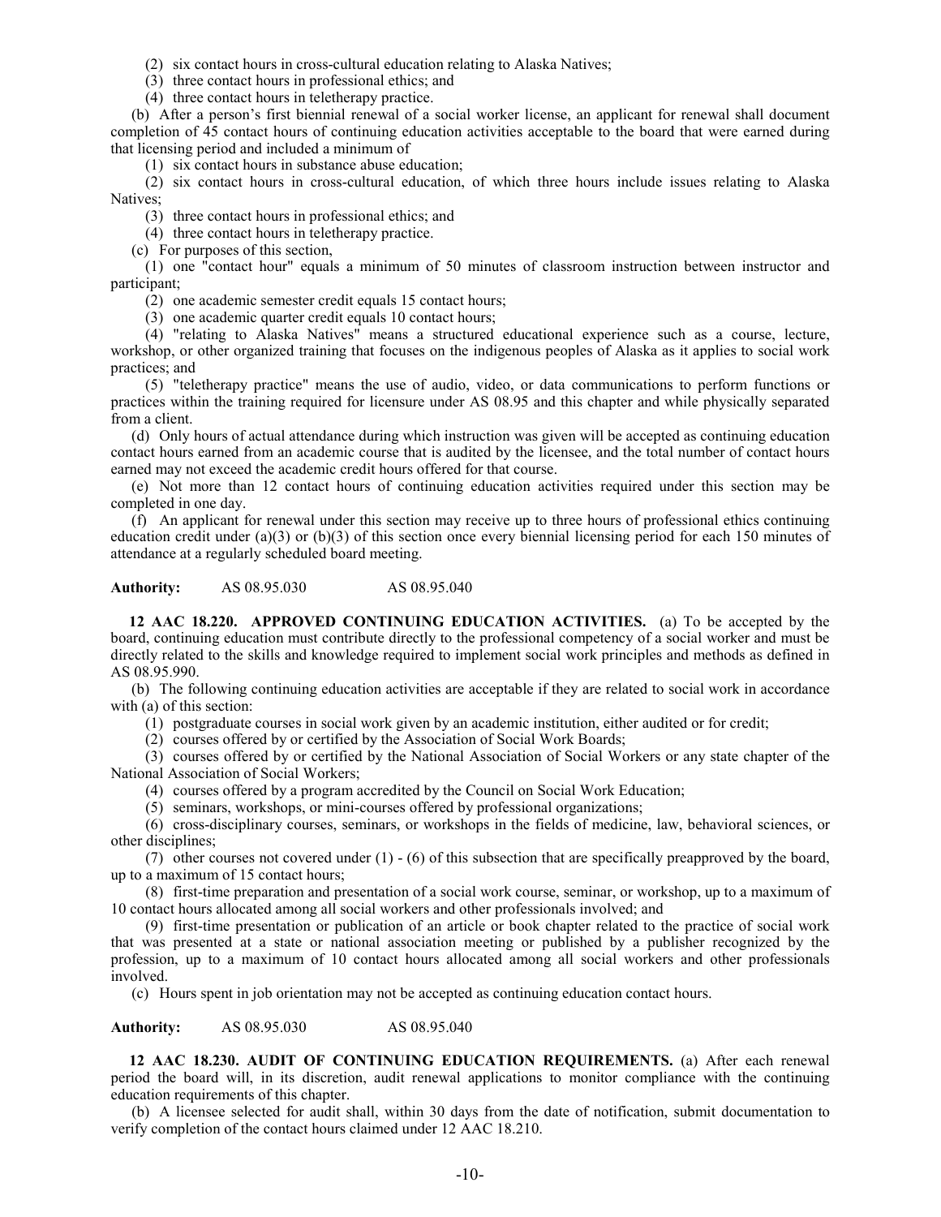(2) six contact hours in cross-cultural education relating to Alaska Natives;

(3) three contact hours in professional ethics; and

(4) three contact hours in teletherapy practice.

(b) After a person's first biennial renewal of a social worker license, an applicant for renewal shall document completion of 45 contact hours of continuing education activities acceptable to the board that were earned during that licensing period and included a minimum of

(1) six contact hours in substance abuse education;

(2) six contact hours in cross-cultural education, of which three hours include issues relating to Alaska Natives;

(3) three contact hours in professional ethics; and

(4) three contact hours in teletherapy practice.

(c) For purposes of this section,

(1) one "contact hour" equals a minimum of 50 minutes of classroom instruction between instructor and participant;

(2) one academic semester credit equals 15 contact hours;

(3) one academic quarter credit equals 10 contact hours;

(4) "relating to Alaska Natives" means a structured educational experience such as a course, lecture, workshop, or other organized training that focuses on the indigenous peoples of Alaska as it applies to social work practices; and

(5) "teletherapy practice" means the use of audio, video, or data communications to perform functions or practices within the training required for licensure under AS 08.95 and this chapter and while physically separated from a client.

(d) Only hours of actual attendance during which instruction was given will be accepted as continuing education contact hours earned from an academic course that is audited by the licensee, and the total number of contact hours earned may not exceed the academic credit hours offered for that course.

(e) Not more than 12 contact hours of continuing education activities required under this section may be completed in one day.

(f) An applicant for renewal under this section may receive up to three hours of professional ethics continuing education credit under (a)(3) or (b)(3) of this section once every biennial licensing period for each 150 minutes of attendance at a regularly scheduled board meeting.

**Authority:** AS 08.95.030 AS 08.95.040

**12 AAC 18.220. APPROVED CONTINUING EDUCATION ACTIVITIES.** (a) To be accepted by the board, continuing education must contribute directly to the professional competency of a social worker and must be directly related to the skills and knowledge required to implement social work principles and methods as defined in AS 08.95.990.

(b) The following continuing education activities are acceptable if they are related to social work in accordance with (a) of this section:

(1) postgraduate courses in social work given by an academic institution, either audited or for credit;

(2) courses offered by or certified by the Association of Social Work Boards;

(3) courses offered by or certified by the National Association of Social Workers or any state chapter of the National Association of Social Workers;

(4) courses offered by a program accredited by the Council on Social Work Education;

(5) seminars, workshops, or mini-courses offered by professional organizations;

(6) cross-disciplinary courses, seminars, or workshops in the fields of medicine, law, behavioral sciences, or other disciplines;

(7) other courses not covered under (1) - (6) of this subsection that are specifically preapproved by the board, up to a maximum of 15 contact hours;

(8) first-time preparation and presentation of a social work course, seminar, or workshop, up to a maximum of 10 contact hours allocated among all social workers and other professionals involved; and

(9) first-time presentation or publication of an article or book chapter related to the practice of social work that was presented at a state or national association meeting or published by a publisher recognized by the profession, up to a maximum of 10 contact hours allocated among all social workers and other professionals involved.

(c) Hours spent in job orientation may not be accepted as continuing education contact hours.

**Authority:** AS 08.95.030 AS 08.95.040

**12 AAC 18.230. AUDIT OF CONTINUING EDUCATION REQUIREMENTS.** (a) After each renewal period the board will, in its discretion, audit renewal applications to monitor compliance with the continuing education requirements of this chapter.

(b) A licensee selected for audit shall, within 30 days from the date of notification, submit documentation to verify completion of the contact hours claimed under 12 AAC 18.210.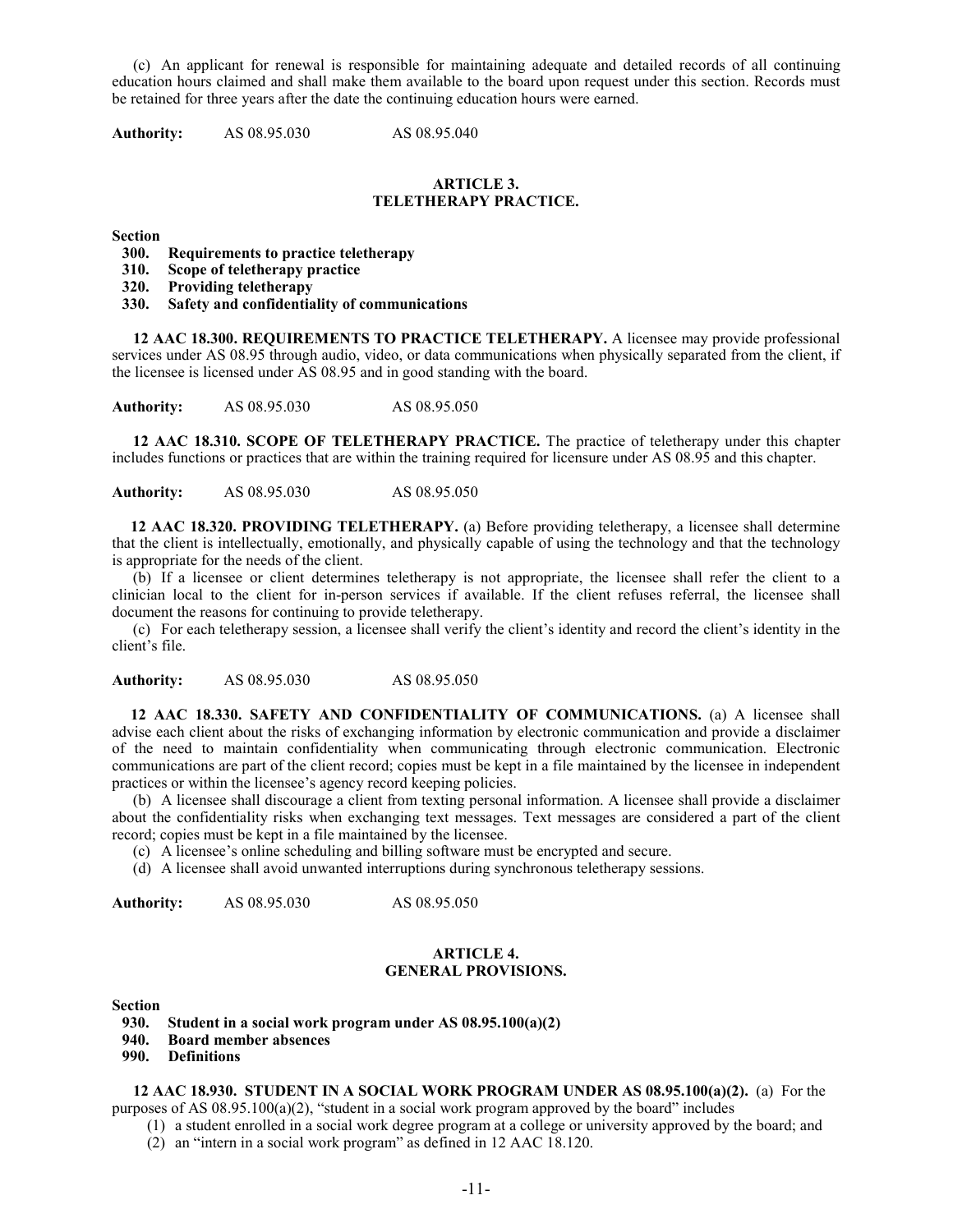(c) An applicant for renewal is responsible for maintaining adequate and detailed records of all continuing education hours claimed and shall make them available to the board upon request under this section. Records must be retained for three years after the date the continuing education hours were earned.

**Authority:** AS 08.95.030 AS 08.95.040

## ARTICLE 3.
## TELETHERAPY PRACTICE.

**Section**

**300. Requirements to practice teletherapy**
**310. Scope of teletherapy practice**
**320. Providing teletherapy**
**330. Safety and confidentiality of communications**

**12 AAC 18.300. REQUIREMENTS TO PRACTICE TELETHERAPY.** A licensee may provide professional services under AS 08.95 through audio, video, or data communications when physically separated from the client, if the licensee is licensed under AS 08.95 and in good standing with the board.

**Authority:** AS 08.95.030 AS 08.95.050

**12 AAC 18.310. SCOPE OF TELETHERAPY PRACTICE.** The practice of teletherapy under this chapter includes functions or practices that are within the training required for licensure under AS 08.95 and this chapter.

**Authority:** AS 08.95.030 AS 08.95.050

**12 AAC 18.320. PROVIDING TELETHERAPY.** (a) Before providing teletherapy, a licensee shall determine that the client is intellectually, emotionally, and physically capable of using the technology and that the technology is appropriate for the needs of the client.

(b) If a licensee or client determines teletherapy is not appropriate, the licensee shall refer the client to a clinician local to the client for in-person services if available. If the client refuses referral, the licensee shall document the reasons for continuing to provide teletherapy.

(c) For each teletherapy session, a licensee shall verify the client's identity and record the client's identity in the client's file.

**Authority:** AS 08.95.030 AS 08.95.050

**12 AAC 18.330. SAFETY AND CONFIDENTIALITY OF COMMUNICATIONS.** (a) A licensee shall advise each client about the risks of exchanging information by electronic communication and provide a disclaimer of the need to maintain confidentiality when communicating through electronic communication. Electronic communications are part of the client record; copies must be kept in a file maintained by the licensee in independent practices or within the licensee's agency record keeping policies.

(b) A licensee shall discourage a client from texting personal information. A licensee shall provide a disclaimer about the confidentiality risks when exchanging text messages. Text messages are considered a part of the client record; copies must be kept in a file maintained by the licensee.

(c) A licensee's online scheduling and billing software must be encrypted and secure.

(d) A licensee shall avoid unwanted interruptions during synchronous teletherapy sessions.

**Authority:** AS 08.95.030 AS 08.95.050

## ARTICLE 4.
## GENERAL PROVISIONS.

**Section**

**930. Student in a social work program under AS 08.95.100(a)(2)**
**940. Board member absences**
**990. Definitions**

**12 AAC 18.930. STUDENT IN A SOCIAL WORK PROGRAM UNDER AS 08.95.100(a)(2).** (a) For the purposes of AS 08.95.100(a)(2), "student in a social work program approved by the board" includes

(1) a student enrolled in a social work degree program at a college or university approved by the board; and

(2) an "intern in a social work program" as defined in 12 AAC 18.120.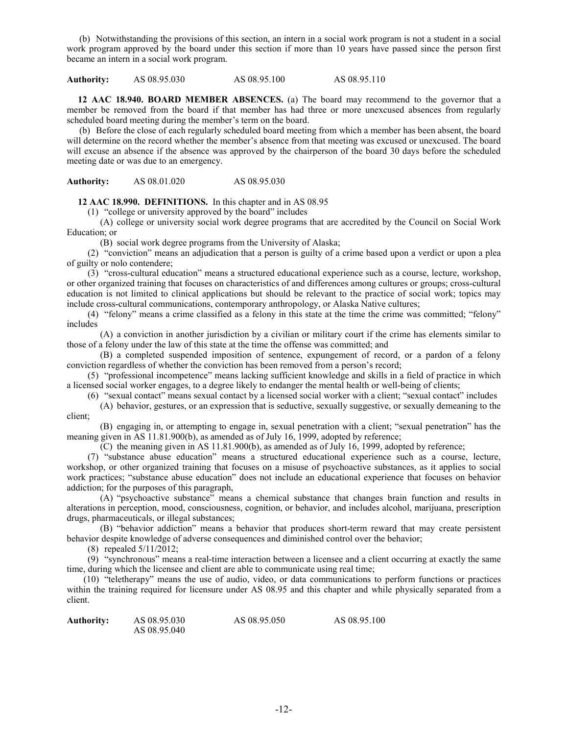(b) Notwithstanding the provisions of this section, an intern in a social work program is not a student in a social work program approved by the board under this section if more than 10 years have passed since the person first became an intern in a social work program.

**Authority:** AS 08.95.030 AS 08.95.100 AS 08.95.110

**12 AAC 18.940. BOARD MEMBER ABSENCES.** (a) The board may recommend to the governor that a member be removed from the board if that member has had three or more unexcused absences from regularly scheduled board meeting during the member's term on the board.

(b) Before the close of each regularly scheduled board meeting from which a member has been absent, the board will determine on the record whether the member's absence from that meeting was excused or unexcused. The board will excuse an absence if the absence was approved by the chairperson of the board 30 days before the scheduled meeting date or was due to an emergency.

**Authority:** AS 08.01.020 AS 08.95.030

**12 AAC 18.990. DEFINITIONS.** In this chapter and in AS 08.95

(1) "college or university approved by the board" includes

(A) college or university social work degree programs that are accredited by the Council on Social Work Education; or

(B) social work degree programs from the University of Alaska;

(2) "conviction" means an adjudication that a person is guilty of a crime based upon a verdict or upon a plea of guilty or nolo contendere;

(3) "cross-cultural education" means a structured educational experience such as a course, lecture, workshop, or other organized training that focuses on characteristics of and differences among cultures or groups; cross-cultural education is not limited to clinical applications but should be relevant to the practice of social work; topics may include cross-cultural communications, contemporary anthropology, or Alaska Native cultures;

(4) "felony" means a crime classified as a felony in this state at the time the crime was committed; "felony" includes

(A) a conviction in another jurisdiction by a civilian or military court if the crime has elements similar to those of a felony under the law of this state at the time the offense was committed; and

(B) a completed suspended imposition of sentence, expungement of record, or a pardon of a felony conviction regardless of whether the conviction has been removed from a person's record;

(5) "professional incompetence" means lacking sufficient knowledge and skills in a field of practice in which a licensed social worker engages, to a degree likely to endanger the mental health or well-being of clients;

(6) "sexual contact" means sexual contact by a licensed social worker with a client; "sexual contact" includes

(A) behavior, gestures, or an expression that is seductive, sexually suggestive, or sexually demeaning to the client;

(B) engaging in, or attempting to engage in, sexual penetration with a client; "sexual penetration" has the meaning given in AS 11.81.900(b), as amended as of July 16, 1999, adopted by reference;

(C) the meaning given in AS 11.81.900(b), as amended as of July 16, 1999, adopted by reference;

(7) "substance abuse education" means a structured educational experience such as a course, lecture, workshop, or other organized training that focuses on a misuse of psychoactive substances, as it applies to social work practices; "substance abuse education" does not include an educational experience that focuses on behavior addiction; for the purposes of this paragraph,

(A) "psychoactive substance" means a chemical substance that changes brain function and results in alterations in perception, mood, consciousness, cognition, or behavior, and includes alcohol, marijuana, prescription drugs, pharmaceuticals, or illegal substances;

(B) "behavior addiction" means a behavior that produces short-term reward that may create persistent behavior despite knowledge of adverse consequences and diminished control over the behavior;

(8) repealed 5/11/2012;

(9) "synchronous" means a real-time interaction between a licensee and a client occurring at exactly the same time, during which the licensee and client are able to communicate using real time;

(10) "teletherapy" means the use of audio, video, or data communications to perform functions or practices within the training required for licensure under AS 08.95 and this chapter and while physically separated from a client.

**Authority:** AS 08.95.030 AS 08.95.050 AS 08.95.100 AS 08.95.040